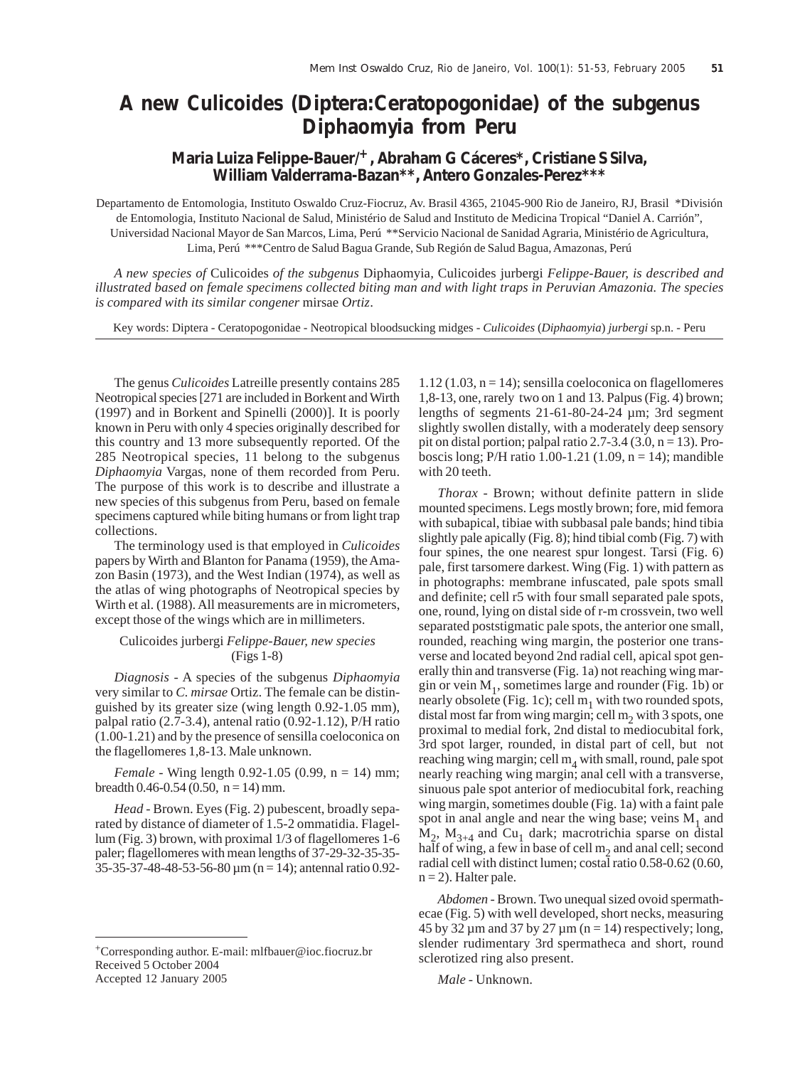# A new *Culicoides* (Diptera:Ceratopogonidae) of the subgenus *Diphaomyia* from Peru

**Maria Luiza Felippe-Bauer/+, Abraham G Cáceres*, Cristiane S Silva, William Valderrama-Bazan**, Antero Gonzales-Perez*****

Departamento de Entomologia, Instituto Oswaldo Cruz-Fiocruz, Av. Brasil 4365, 21045-900 Rio de Janeiro, RJ, Brasil *División de Entomologia, Instituto Nacional de Salud, Ministério de Salud and Instituto de Medicina Tropical "Daniel A. Carrión", Universidad Nacional Mayor de San Marcos, Lima, Perú **Servicio Nacional de Sanidad Agraria, Ministério de Agricultura, Lima, Perú ***Centro de Salud Bagua Grande, Sub Región de Salud Bagua, Amazonas, Perú

*A new species of* Culicoides *of the subgenus* Diphaomyia, Culicoides jurbergi *Felippe-Bauer, is described and illustrated based on female specimens collected biting man and with light traps in Peruvian Amazonia. The species is compared with its similar congener* mirsae *Ortiz*.

Key words: Diptera - Ceratopogonidae - Neotropical bloodsucking midges - *Culicoides* (*Diphaomyia*) *jurbergi* sp.n. - Peru

The genus *Culicoides* Latreille presently contains 285 Neotropical species [271 are included in Borkent and Wirth (1997) and in Borkent and Spinelli (2000)]. It is poorly known in Peru with only 4 species originally described for this country and 13 more subsequently reported. Of the 285 Neotropical species, 11 belong to the subgenus *Diphaomyia* Vargas, none of them recorded from Peru. The purpose of this work is to describe and illustrate a new species of this subgenus from Peru, based on female specimens captured while biting humans or from light trap collections.

The terminology used is that employed in *Culicoides* papers by Wirth and Blanton for Panama (1959), the Amazon Basin (1973), and the West Indian (1974), as well as the atlas of wing photographs of Neotropical species by Wirth et al. (1988). All measurements are in micrometers, except those of the wings which are in millimeters.

Culicoides jurbergi *Felippe-Bauer, new species*
(Figs 1-8)

*Diagnosis* - A species of the subgenus *Diphaomyia* very similar to *C. mirsae* Ortiz. The female can be distinguished by its greater size (wing length 0.92-1.05 mm), palpal ratio (2.7-3.4), antenal ratio (0.92-1.12), P/H ratio (1.00-1.21) and by the presence of sensilla coeloconica on the flagellomeres 1,8-13. Male unknown.

*Female* - Wing length 0.92-1.05 (0.99, n = 14) mm; breadth 0.46-0.54 (0.50, n = 14) mm.

*Head* - Brown. Eyes (Fig. 2) pubescent, broadly separated by distance of diameter of 1.5-2 ommatidia. Flagellum (Fig. 3) brown, with proximal 1/3 of flagellomeres 1-6 paler; flagellomeres with mean lengths of 37-29-32-35-35-35-35-37-48-48-53-56-80 µm (n = 14); antennal ratio 0.92-1.12 (1.03, n = 14); sensilla coeloconica on flagellomeres 1,8-13, one, rarely two on 1 and 13. Palpus (Fig. 4) brown; lengths of segments 21-61-80-24-24 µm; 3rd segment slightly swollen distally, with a moderately deep sensory pit on distal portion; palpal ratio 2.7-3.4 (3.0, n = 13). Proboscis long; P/H ratio 1.00-1.21 (1.09, n = 14); mandible with 20 teeth.

*Thorax* - Brown; without definite pattern in slide mounted specimens. Legs mostly brown; fore, mid femora with subapical, tibiae with subbasal pale bands; hind tibia slightly pale apically (Fig. 8); hind tibial comb (Fig. 7) with four spines, the one nearest spur longest. Tarsi (Fig. 6) pale, first tarsomere darkest. Wing (Fig. 1) with pattern as in photographs: membrane infuscated, pale spots small and definite; cell r5 with four small separated pale spots, one, round, lying on distal side of r-m crossvein, two well separated poststigmatic pale spots, the anterior one small, rounded, reaching wing margin, the posterior one transverse and located beyond 2nd radial cell, apical spot generally thin and transverse (Fig. 1a) not reaching wing margin or vein $M_1$, sometimes large and rounder (Fig. 1b) or nearly obsolete (Fig. 1c); cell $m_1$ with two rounded spots, distal most far from wing margin; cell $m_2$ with 3 spots, one proximal to medial fork, 2nd distal to mediocubital fork, 3rd spot larger, rounded, in distal part of cell, but not reaching wing margin; cell $m_4$ with small, round, pale spot nearly reaching wing margin; anal cell with a transverse, sinuous pale spot anterior of mediocubital fork, reaching wing margin, sometimes double (Fig. 1a) with a faint pale spot in anal angle and near the wing base; veins $M_1$ and $M_2$, $M_{3+4}$ and $Cu_1$ dark; macrotrichia sparse on distal half of wing, a few in base of cell $m_2$ and anal cell; second radial cell with distinct lumen; costal ratio 0.58-0.62 (0.60, n = 2). Halter pale.

*Abdomen* - Brown. Two unequal sized ovoid spermathecae (Fig. 5) with well developed, short necks, measuring 45 by 32 µm and 37 by 27 µm (n = 14) respectively; long, slender rudimentary 3rd spermatheca and short, round sclerotized ring also present.

*Male* - Unknown.

+Corresponding author. E-mail: mlfbauer@ioc.fiocruz.br
Received 5 October 2004
Accepted 12 January 2005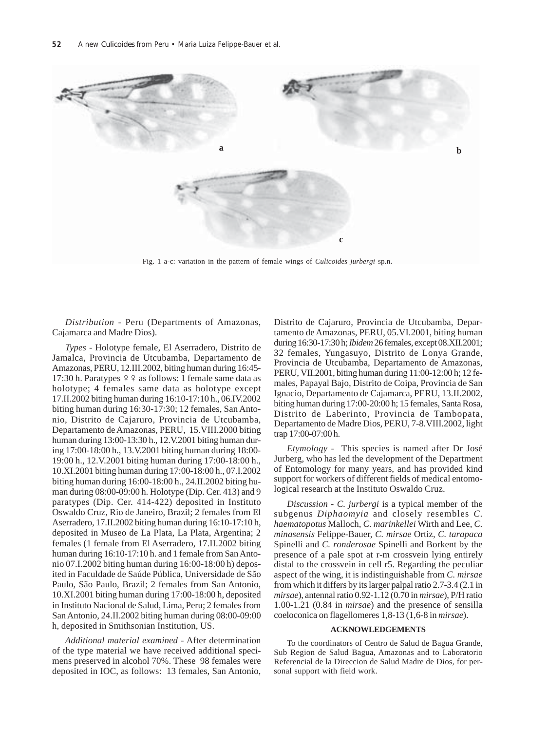Fig. 1 a-c: variation in the pattern of female wings of *Culicoides jurbergi* sp.n.

*Distribution* - Peru (Departments of Amazonas, Cajamarca and Madre Dios).

*Types* - Holotype female, El Aserradero, Distrito de Jamalca, Provincia de Utcubamba, Departamento de Amazonas, PERU, 12.III.2002, biting human during 16:45-17:30 h. Paratypes ♀♀ as follows: 1 female same data as holotype; 4 females same data as holotype except 17.II.2002 biting human during 16:10-17:10 h., 06.IV.2002 biting human during 16:30-17:30; 12 females, San Antonio, Distrito de Cajaruro, Provincia de Utcubamba, Departamento de Amazonas, PERU, 15.VIII.2000 biting human during 13:00-13:30 h., 12.V.2001 biting human during 17:00-18:00 h., 13.V.2001 biting human during 18:00-19:00 h., 12.V.2001 biting human during 17:00-18:00 h., 10.XI.2001 biting human during 17:00-18:00 h., 07.I.2002 biting human during 16:00-18:00 h., 24.II.2002 biting human during 08:00-09:00 h. Holotype (Dip. Cer. 413) and 9 paratypes (Dip. Cer. 414-422) deposited in Instituto Oswaldo Cruz, Rio de Janeiro, Brazil; 2 females from El Aserradero, 17.II.2002 biting human during 16:10-17:10 h, deposited in Museo de La Plata, La Plata, Argentina; 2 females (1 female from El Aserradero, 17.II.2002 biting human during 16:10-17:10 h. and 1 female from San Antonio 07.I.2002 biting human during 16:00-18:00 h) deposited in Faculdade de Saúde Pública, Universidade de São Paulo, São Paulo, Brazil; 2 females from San Antonio, 10.XI.2001 biting human during 17:00-18:00 h, deposited in Instituto Nacional de Salud, Lima, Peru; 2 females from San Antonio, 24.II.2002 biting human during 08:00-09:00 h, deposited in Smithsonian Institution, US.

*Additional material examined* - After determination of the type material we have received additional specimens preserved in alcohol 70%. These 98 females were deposited in IOC, as follows: 13 females, San Antonio, Distrito de Cajaruro, Provincia de Utcubamba, Departamento de Amazonas, PERU, 05.VI.2001, biting human during 16:30-17:30 h; *Ibidem* 26 females, except 08.XII.2001; 32 females, Yungasuyo, Distrito de Lonya Grande, Provincia de Utcubamba, Departamento de Amazonas, PERU, VII.2001, biting human during 11:00-12:00 h; 12 females, Papayal Bajo, Distrito de Coipa, Provincia de San Ignacio, Departamento de Cajamarca, PERU, 13.II.2002, biting human during 17:00-20:00 h; 15 females, Santa Rosa, Distrito de Laberinto, Provincia de Tambopata, Departamento de Madre Dios, PERU, 7-8.VIII.2002, light trap 17:00-07:00 h.

*Etymology* - This species is named after Dr José Jurberg, who has led the development of the Department of Entomology for many years, and has provided kind support for workers of different fields of medical entomological research at the Instituto Oswaldo Cruz.

*Discussion* - *C. jurbergi* is a typical member of the subgenus *Diphaomyia* and closely resembles *C. haematopotus* Malloch, *C. marinkellei* Wirth and Lee, *C. minasensis* Felippe-Bauer, *C. mirsae* Ortiz, *C. tarapaca* Spinelli and *C. ronderosae* Spinelli and Borkent by the presence of a pale spot at r-m crossvein lying entirely distal to the crossvein in cell r5. Regarding the peculiar aspect of the wing, it is indistinguishable from *C. mirsae* from which it differs by its larger palpal ratio 2.7-3.4 (2.1 in *mirsae*), antennal ratio 0.92-1.12 (0.70 in *mirsae*), P/H ratio 1.00-1.21 (0.84 in *mirsae*) and the presence of sensilla coeloconica on flagellomeres 1,8-13 (1,6-8 in *mirsae*).

## ACKNOWLEDGEMENTS

To the coordinators of Centro de Salud de Bagua Grande, Sub Region de Salud Bagua, Amazonas and to Laboratorio Referencial de la Direccion de Salud Madre de Dios, for personal support with field work.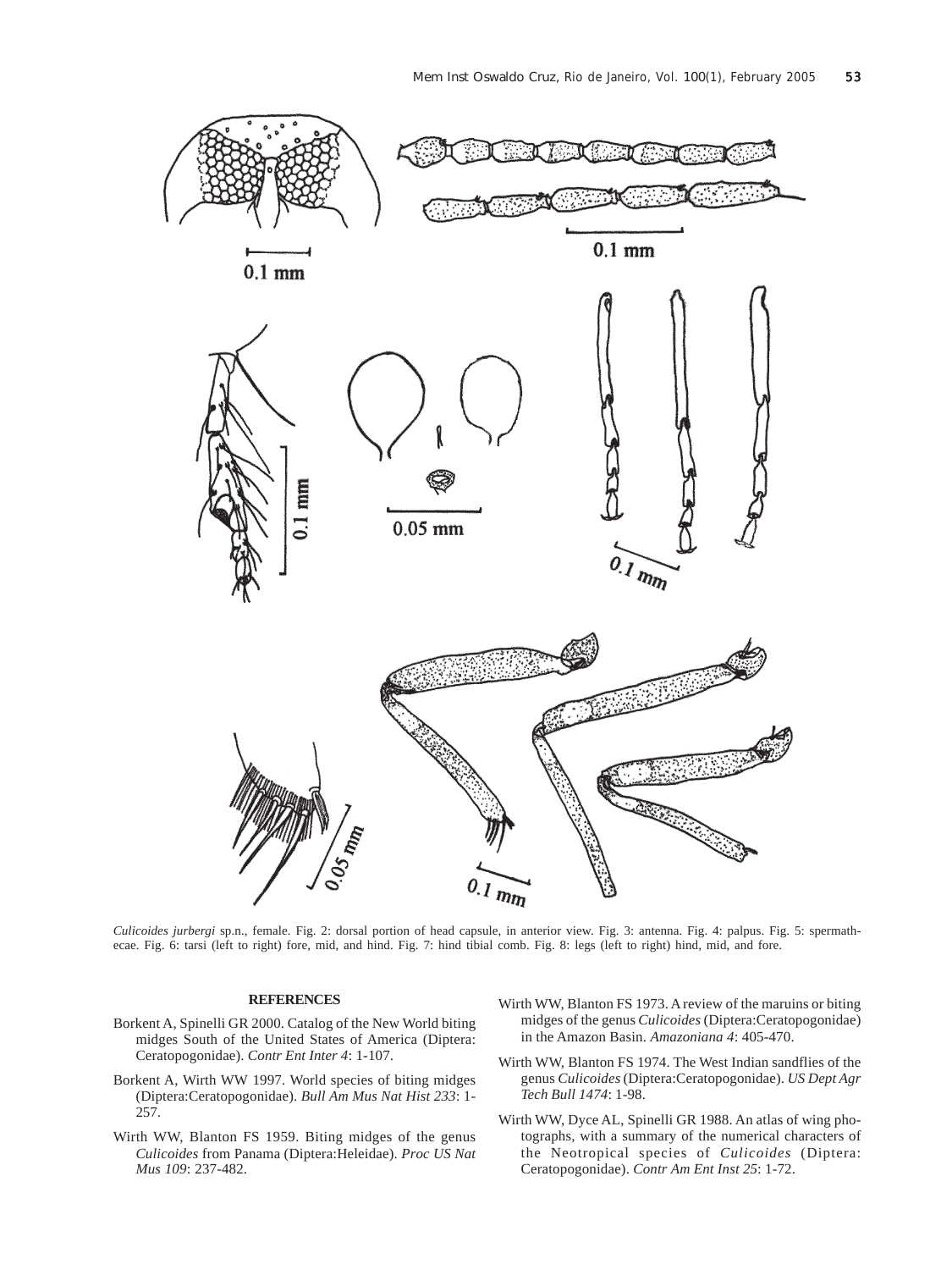0.1 mm

0.1 mm

0.1 mm

0.05 mm

0.1 mm

0.05 mm

0.1 mm

*Culicoides jurbergi* sp.n., female. Fig. 2: dorsal portion of head capsule, in anterior view. Fig. 3: antenna. Fig. 4: palpus. Fig. 5: spermathecae. Fig. 6: tarsi (left to right) fore, mid, and hind. Fig. 7: hind tibial comb. Fig. 8: legs (left to right) hind, mid, and fore.

## REFERENCES

Borkent A, Spinelli GR 2000. Catalog of the New World biting midges South of the United States of America (Diptera: Ceratopogonidae). *Contr Ent Inter 4*: 1-107.

Borkent A, Wirth WW 1997. World species of biting midges (Diptera:Ceratopogonidae). *Bull Am Mus Nat Hist 233*: 1-257.

Wirth WW, Blanton FS 1959. Biting midges of the genus *Culicoides* from Panama (Diptera:Heleidae). *Proc US Nat Mus 109*: 237-482.

Wirth WW, Blanton FS 1973. A review of the maruins or biting midges of the genus *Culicoides* (Diptera:Ceratopogonidae) in the Amazon Basin. *Amazoniana 4*: 405-470.

Wirth WW, Blanton FS 1974. The West Indian sandflies of the genus *Culicoides* (Diptera:Ceratopogonidae). *US Dept Agr Tech Bull 1474*: 1-98.

Wirth WW, Dyce AL, Spinelli GR 1988. An atlas of wing photographs, with a summary of the numerical characters of the Neotropical species of *Culicoides* (Diptera: Ceratopogonidae). *Contr Am Ent Inst 25*: 1-72.